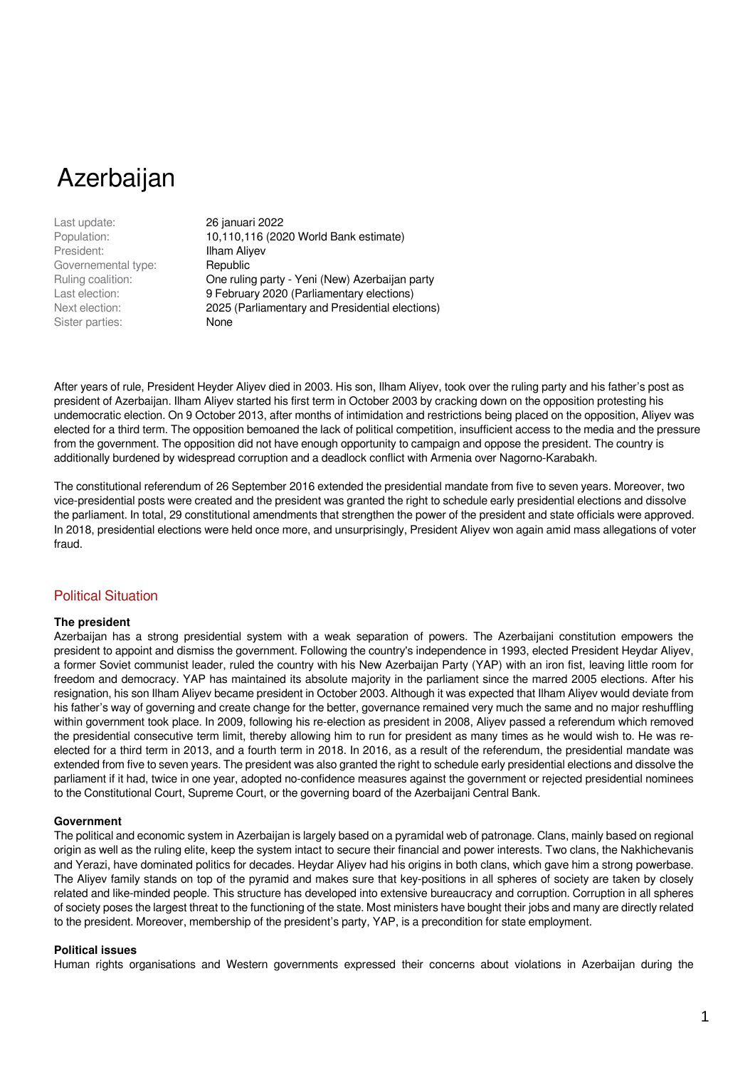# Azerbaijan

| | |
|---|---|
| Last update: | 26 januari 2022 |
| Population: | 10,110,116 (2020 World Bank estimate) |
| President: | Ilham Aliyev |
| Governemental type: | Republic |
| Ruling coalition: | One ruling party - Yeni (New) Azerbaijan party |
| Last election: | 9 February 2020 (Parliamentary elections) |
| Next election: | 2025 (Parliamentary and Presidential elections) |
| Sister parties: | None |

After years of rule, President Heyder Aliyev died in 2003. His son, Ilham Aliyev, took over the ruling party and his father's post as president of Azerbaijan. Ilham Aliyev started his first term in October 2003 by cracking down on the opposition protesting his undemocratic election. On 9 October 2013, after months of intimidation and restrictions being placed on the opposition, Aliyev was elected for a third term. The opposition bemoaned the lack of political competition, insufficient access to the media and the pressure from the government. The opposition did not have enough opportunity to campaign and oppose the president. The country is additionally burdened by widespread corruption and a deadlock conflict with Armenia over Nagorno-Karabakh.

The constitutional referendum of 26 September 2016 extended the presidential mandate from five to seven years. Moreover, two vice-presidential posts were created and the president was granted the right to schedule early presidential elections and dissolve the parliament. In total, 29 constitutional amendments that strengthen the power of the president and state officials were approved. In 2018, presidential elections were held once more, and unsurprisingly, President Aliyev won again amid mass allegations of voter fraud.

## Political Situation

**The president**

Azerbaijan has a strong presidential system with a weak separation of powers. The Azerbaijani constitution empowers the president to appoint and dismiss the government. Following the country's independence in 1993, elected President Heydar Aliyev, a former Soviet communist leader, ruled the country with his New Azerbaijan Party (YAP) with an iron fist, leaving little room for freedom and democracy. YAP has maintained its absolute majority in the parliament since the marred 2005 elections. After his resignation, his son Ilham Aliyev became president in October 2003. Although it was expected that Ilham Aliyev would deviate from his father's way of governing and create change for the better, governance remained very much the same and no major reshuffling within government took place. In 2009, following his re-election as president in 2008, Aliyev passed a referendum which removed the presidential consecutive term limit, thereby allowing him to run for president as many times as he would wish to. He was re-elected for a third term in 2013, and a fourth term in 2018. In 2016, as a result of the referendum, the presidential mandate was extended from five to seven years. The president was also granted the right to schedule early presidential elections and dissolve the parliament if it had, twice in one year, adopted no-confidence measures against the government or rejected presidential nominees to the Constitutional Court, Supreme Court, or the governing board of the Azerbaijani Central Bank.

**Government**

The political and economic system in Azerbaijan is largely based on a pyramidal web of patronage. Clans, mainly based on regional origin as well as the ruling elite, keep the system intact to secure their financial and power interests. Two clans, the Nakhichevanis and Yerazi, have dominated politics for decades. Heydar Aliyev had his origins in both clans, which gave him a strong powerbase. The Aliyev family stands on top of the pyramid and makes sure that key-positions in all spheres of society are taken by closely related and like-minded people. This structure has developed into extensive bureaucracy and corruption. Corruption in all spheres of society poses the largest threat to the functioning of the state. Most ministers have bought their jobs and many are directly related to the president. Moreover, membership of the president's party, YAP, is a precondition for state employment.

**Political issues**

Human rights organisations and Western governments expressed their concerns about violations in Azerbaijan during the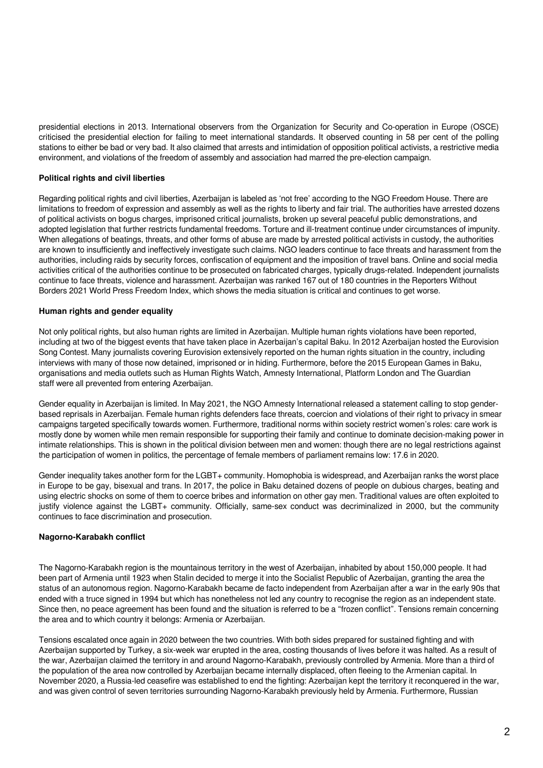presidential elections in 2013. International observers from the Organization for Security and Co-operation in Europe (OSCE) criticised the presidential election for failing to meet international standards. It observed counting in 58 per cent of the polling stations to either be bad or very bad. It also claimed that arrests and intimidation of opposition political activists, a restrictive media environment, and violations of the freedom of assembly and association had marred the pre-election campaign.

**Political rights and civil liberties**

Regarding political rights and civil liberties, Azerbaijan is labeled as 'not free' according to the NGO Freedom House. There are limitations to freedom of expression and assembly as well as the rights to liberty and fair trial. The authorities have arrested dozens of political activists on bogus charges, imprisoned critical journalists, broken up several peaceful public demonstrations, and adopted legislation that further restricts fundamental freedoms. Torture and ill-treatment continue under circumstances of impunity. When allegations of beatings, threats, and other forms of abuse are made by arrested political activists in custody, the authorities are known to insufficiently and ineffectively investigate such claims. NGO leaders continue to face threats and harassment from the authorities, including raids by security forces, confiscation of equipment and the imposition of travel bans. Online and social media activities critical of the authorities continue to be prosecuted on fabricated charges, typically drugs-related. Independent journalists continue to face threats, violence and harassment. Azerbaijan was ranked 167 out of 180 countries in the Reporters Without Borders 2021 World Press Freedom Index, which shows the media situation is critical and continues to get worse.

**Human rights and gender equality**

Not only political rights, but also human rights are limited in Azerbaijan. Multiple human rights violations have been reported, including at two of the biggest events that have taken place in Azerbaijan's capital Baku. In 2012 Azerbaijan hosted the Eurovision Song Contest. Many journalists covering Eurovision extensively reported on the human rights situation in the country, including interviews with many of those now detained, imprisoned or in hiding. Furthermore, before the 2015 European Games in Baku, organisations and media outlets such as Human Rights Watch, Amnesty International, Platform London and The Guardian staff were all prevented from entering Azerbaijan.

Gender equality in Azerbaijan is limited. In May 2021, the NGO Amnesty International released a statement calling to stop gender-based reprisals in Azerbaijan. Female human rights defenders face threats, coercion and violations of their right to privacy in smear campaigns targeted specifically towards women. Furthermore, traditional norms within society restrict women's roles: care work is mostly done by women while men remain responsible for supporting their family and continue to dominate decision-making power in intimate relationships. This is shown in the political division between men and women: though there are no legal restrictions against the participation of women in politics, the percentage of female members of parliament remains low: 17.6 in 2020.

Gender inequality takes another form for the LGBT+ community. Homophobia is widespread, and Azerbaijan ranks the worst place in Europe to be gay, bisexual and trans. In 2017, the police in Baku detained dozens of people on dubious charges, beating and using electric shocks on some of them to coerce bribes and information on other gay men. Traditional values are often exploited to justify violence against the LGBT+ community. Officially, same-sex conduct was decriminalized in 2000, but the community continues to face discrimination and prosecution.

**Nagorno-Karabakh conflict**

The Nagorno-Karabakh region is the mountainous territory in the west of Azerbaijan, inhabited by about 150,000 people. It had been part of Armenia until 1923 when Stalin decided to merge it into the Socialist Republic of Azerbaijan, granting the area the status of an autonomous region. Nagorno-Karabakh became de facto independent from Azerbaijan after a war in the early 90s that ended with a truce signed in 1994 but which has nonetheless not led any country to recognise the region as an independent state. Since then, no peace agreement has been found and the situation is referred to be a "frozen conflict". Tensions remain concerning the area and to which country it belongs: Armenia or Azerbaijan.

Tensions escalated once again in 2020 between the two countries. With both sides prepared for sustained fighting and with Azerbaijan supported by Turkey, a six-week war erupted in the area, costing thousands of lives before it was halted. As a result of the war, Azerbaijan claimed the territory in and around Nagorno-Karabakh, previously controlled by Armenia. More than a third of the population of the area now controlled by Azerbaijan became internally displaced, often fleeing to the Armenian capital. In November 2020, a Russia-led ceasefire was established to end the fighting: Azerbaijan kept the territory it reconquered in the war, and was given control of seven territories surrounding Nagorno-Karabakh previously held by Armenia. Furthermore, Russian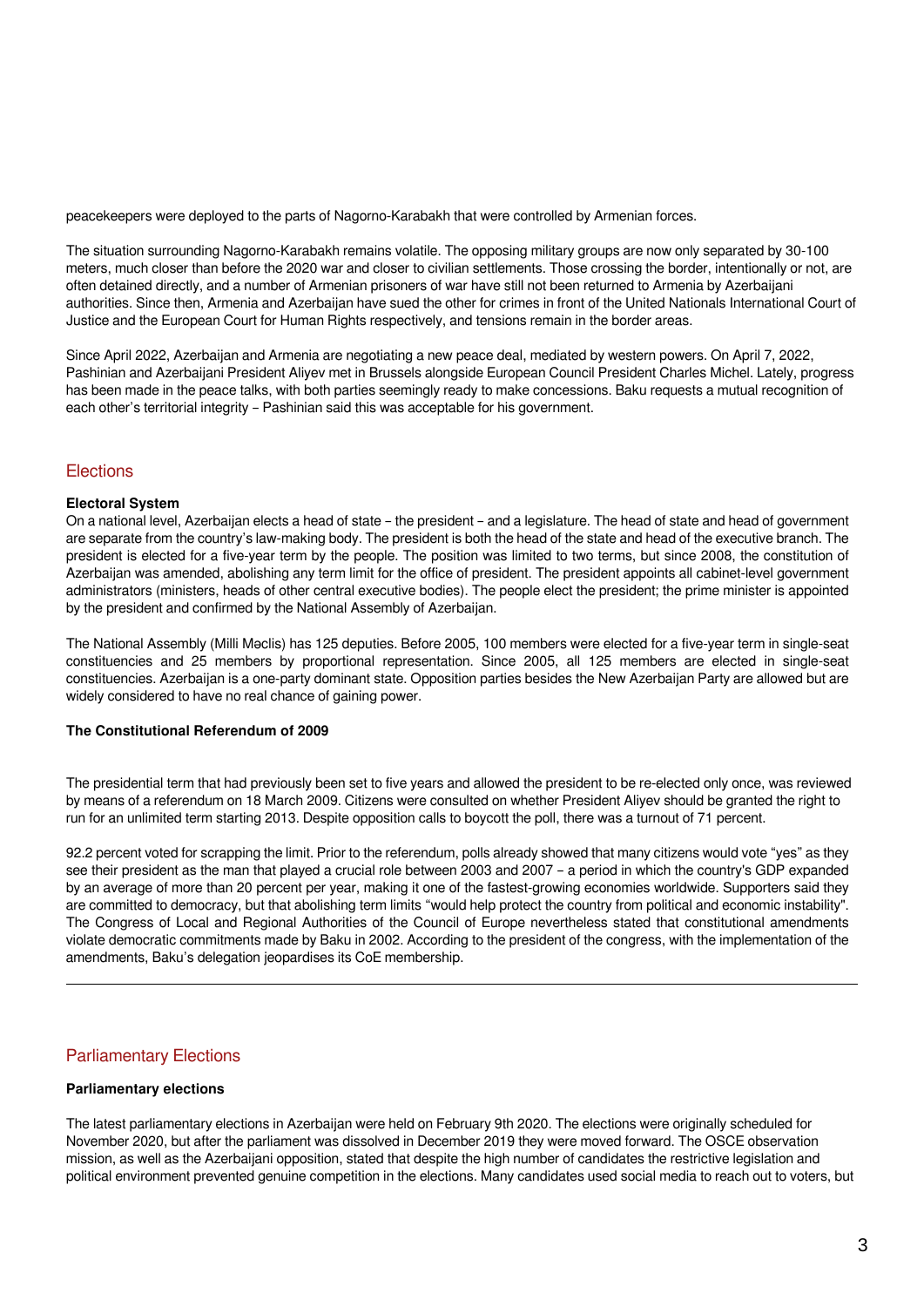peacekeepers were deployed to the parts of Nagorno-Karabakh that were controlled by Armenian forces.

The situation surrounding Nagorno-Karabakh remains volatile. The opposing military groups are now only separated by 30-100 meters, much closer than before the 2020 war and closer to civilian settlements. Those crossing the border, intentionally or not, are often detained directly, and a number of Armenian prisoners of war have still not been returned to Armenia by Azerbaijani authorities. Since then, Armenia and Azerbaijan have sued the other for crimes in front of the United Nationals International Court of Justice and the European Court for Human Rights respectively, and tensions remain in the border areas.

Since April 2022, Azerbaijan and Armenia are negotiating a new peace deal, mediated by western powers. On April 7, 2022, Pashinian and Azerbaijani President Aliyev met in Brussels alongside European Council President Charles Michel. Lately, progress has been made in the peace talks, with both parties seemingly ready to make concessions. Baku requests a mutual recognition of each other's territorial integrity – Pashinian said this was acceptable for his government.

## Elections

**Electoral System**

On a national level, Azerbaijan elects a head of state – the president – and a legislature. The head of state and head of government are separate from the country's law-making body. The president is both the head of the state and head of the executive branch. The president is elected for a five-year term by the people. The position was limited to two terms, but since 2008, the constitution of Azerbaijan was amended, abolishing any term limit for the office of president. The president appoints all cabinet-level government administrators (ministers, heads of other central executive bodies). The people elect the president; the prime minister is appointed by the president and confirmed by the National Assembly of Azerbaijan.

The National Assembly (Milli Məclis) has 125 deputies. Before 2005, 100 members were elected for a five-year term in single-seat constituencies and 25 members by proportional representation. Since 2005, all 125 members are elected in single-seat constituencies. Azerbaijan is a one-party dominant state. Opposition parties besides the New Azerbaijan Party are allowed but are widely considered to have no real chance of gaining power.

**The Constitutional Referendum of 2009**

The presidential term that had previously been set to five years and allowed the president to be re-elected only once, was reviewed by means of a referendum on 18 March 2009. Citizens were consulted on whether President Aliyev should be granted the right to run for an unlimited term starting 2013. Despite opposition calls to boycott the poll, there was a turnout of 71 percent.

92.2 percent voted for scrapping the limit. Prior to the referendum, polls already showed that many citizens would vote "yes" as they see their president as the man that played a crucial role between 2003 and 2007 – a period in which the country's GDP expanded by an average of more than 20 percent per year, making it one of the fastest-growing economies worldwide. Supporters said they are committed to democracy, but that abolishing term limits "would help protect the country from political and economic instability". The Congress of Local and Regional Authorities of the Council of Europe nevertheless stated that constitutional amendments violate democratic commitments made by Baku in 2002. According to the president of the congress, with the implementation of the amendments, Baku's delegation jeopardises its CoE membership.

---

## Parliamentary Elections

**Parliamentary elections**

The latest parliamentary elections in Azerbaijan were held on February 9th 2020. The elections were originally scheduled for November 2020, but after the parliament was dissolved in December 2019 they were moved forward. The OSCE observation mission, as well as the Azerbaijani opposition, stated that despite the high number of candidates the restrictive legislation and political environment prevented genuine competition in the elections. Many candidates used social media to reach out to voters, but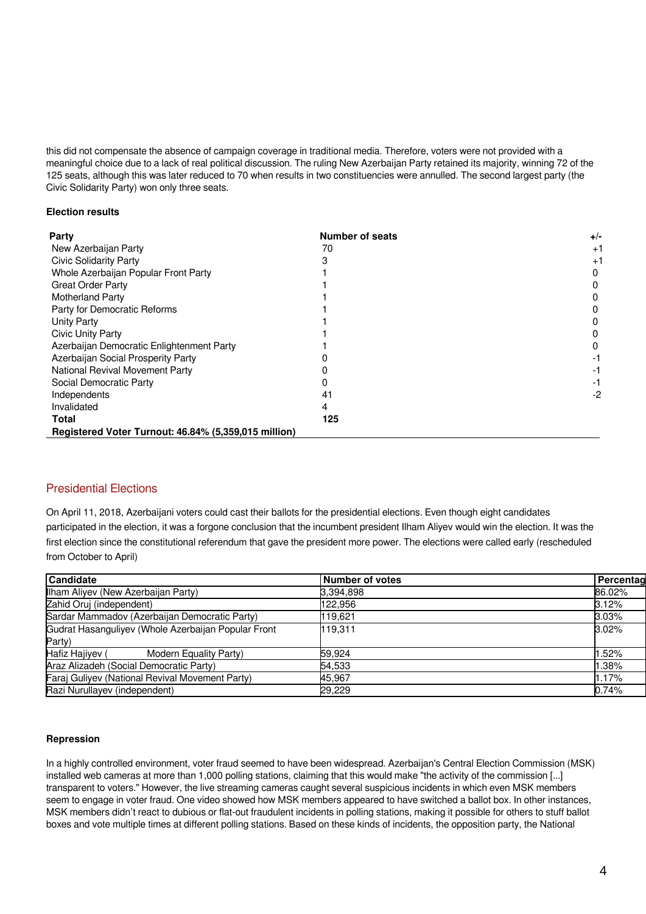this did not compensate the absence of campaign coverage in traditional media. Therefore, voters were not provided with a meaningful choice due to a lack of real political discussion. The ruling New Azerbaijan Party retained its majority, winning 72 of the 125 seats, although this was later reduced to 70 when results in two constituencies were annulled. The second largest party (the Civic Solidarity Party) won only three seats.

**Election results**

| Party | Number of seats | +/- |
|---|---|---|
| New Azerbaijan Party | 70 | +1 |
| Civic Solidarity Party | 3 | +1 |
| Whole Azerbaijan Popular Front Party | 1 | 0 |
| Great Order Party | 1 | 0 |
| Motherland Party | 1 | 0 |
| Party for Democratic Reforms | 1 | 0 |
| Unity Party | 1 | 0 |
| Civic Unity Party | 1 | 0 |
| Azerbaijan Democratic Enlightenment Party | 1 | 0 |
| Azerbaijan Social Prosperity Party | 0 | -1 |
| National Revival Movement Party | 0 | -1 |
| Social Democratic Party | 0 | -1 |
| Independents | 41 | -2 |
| Invalidated | 4 | |
| **Total** | **125** | |
| **Registered Voter Turnout: 46.84% (5,359,015 million)** | | |

## Presidential Elections

On April 11, 2018, Azerbaijani voters could cast their ballots for the presidential elections. Even though eight candidates participated in the election, it was a forgone conclusion that the incumbent president Ilham Aliyev would win the election. It was the first election since the constitutional referendum that gave the president more power. The elections were called early (rescheduled from October to April)

| Candidate | Number of votes | Percentag |
|---|---|---|
| Ilham Aliyev (New Azerbaijan Party) | 3,394,898 | 86.02% |
| Zahid Oruj (independent) | 122,956 | 3.12% |
| Sardar Mammadov (Azerbaijan Democratic Party) | 119,621 | 3.03% |
| Gudrat Hasanguliyev (Whole Azerbaijan Popular Front Party) | 119,311 | 3.02% |
| Hafiz Hajiyev ( Modern Equality Party) | 59,924 | 1.52% |
| Araz Alizadeh (Social Democratic Party) | 54,533 | 1.38% |
| Faraj Guliyev (National Revival Movement Party) | 45,967 | 1.17% |
| Razi Nurullayev (independent) | 29,229 | 0.74% |

**Repression**

In a highly controlled environment, voter fraud seemed to have been widespread. Azerbaijan's Central Election Commission (MSK) installed web cameras at more than 1,000 polling stations, claiming that this would make "the activity of the commission [...] transparent to voters." However, the live streaming cameras caught several suspicious incidents in which even MSK members seem to engage in voter fraud. One video showed how MSK members appeared to have switched a ballot box. In other instances, MSK members didn't react to dubious or flat-out fraudulent incidents in polling stations, making it possible for others to stuff ballot boxes and vote multiple times at different polling stations. Based on these kinds of incidents, the opposition party, the National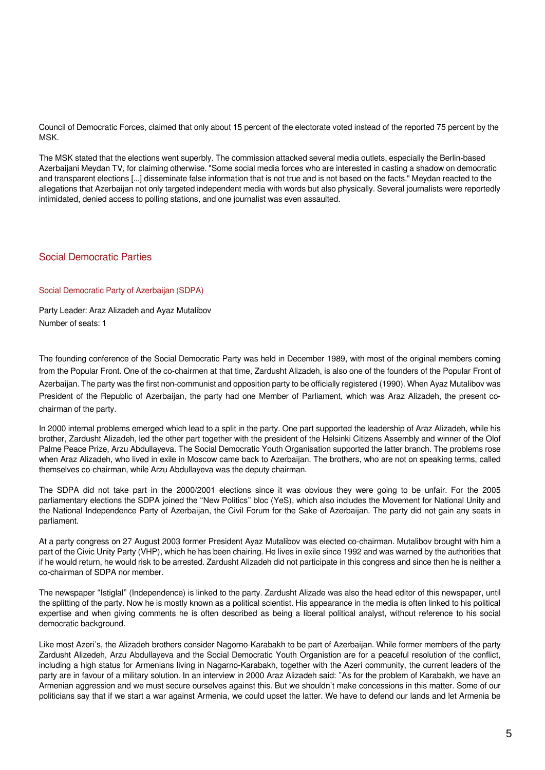Council of Democratic Forces, claimed that only about 15 percent of the electorate voted instead of the reported 75 percent by the MSK.

The MSK stated that the elections went superbly. The commission attacked several media outlets, especially the Berlin-based Azerbaijani Meydan TV, for claiming otherwise. "Some social media forces who are interested in casting a shadow on democratic and transparent elections [...] disseminate false information that is not true and is not based on the facts." Meydan reacted to the allegations that Azerbaijan not only targeted independent media with words but also physically. Several journalists were reportedly intimidated, denied access to polling stations, and one journalist was even assaulted.

## Social Democratic Parties

### Social Democratic Party of Azerbaijan (SDPA)

Party Leader: Araz Alizadeh and Ayaz Mutalibov
Number of seats: 1

The founding conference of the Social Democratic Party was held in December 1989, with most of the original members coming from the Popular Front. One of the co-chairmen at that time, Zardusht Alizadeh, is also one of the founders of the Popular Front of Azerbaijan. The party was the first non-communist and opposition party to be officially registered (1990). When Ayaz Mutalibov was President of the Republic of Azerbaijan, the party had one Member of Parliament, which was Araz Alizadeh, the present co-chairman of the party.

In 2000 internal problems emerged which lead to a split in the party. One part supported the leadership of Araz Alizadeh, while his brother, Zardusht Alizadeh, led the other part together with the president of the Helsinki Citizens Assembly and winner of the Olof Palme Peace Prize, Arzu Abdullayeva. The Social Democratic Youth Organisation supported the latter branch. The problems rose when Araz Alizadeh, who lived in exile in Moscow came back to Azerbaijan. The brothers, who are not on speaking terms, called themselves co-chairman, while Arzu Abdullayeva was the deputy chairman.

The SDPA did not take part in the 2000/2001 elections since it was obvious they were going to be unfair. For the 2005 parliamentary elections the SDPA joined the "New Politics" bloc (YeS), which also includes the Movement for National Unity and the National Independence Party of Azerbaijan, the Civil Forum for the Sake of Azerbaijan. The party did not gain any seats in parliament.

At a party congress on 27 August 2003 former President Ayaz Mutalibov was elected co-chairman. Mutalibov brought with him a part of the Civic Unity Party (VHP), which he has been chairing. He lives in exile since 1992 and was warned by the authorities that if he would return, he would risk to be arrested. Zardusht Alizadeh did not participate in this congress and since then he is neither a co-chairman of SDPA nor member.

The newspaper "Istiglal" (Independence) is linked to the party. Zardusht Alizade was also the head editor of this newspaper, until the splitting of the party. Now he is mostly known as a political scientist. His appearance in the media is often linked to his political expertise and when giving comments he is often described as being a liberal political analyst, without reference to his social democratic background.

Like most Azeri's, the Alizadeh brothers consider Nagorno-Karabakh to be part of Azerbaijan. While former members of the party Zardusht Alizedeh, Arzu Abdullayeva and the Social Democratic Youth Organistion are for a peaceful resolution of the conflict, including a high status for Armenians living in Nagarno-Karabakh, together with the Azeri community, the current leaders of the party are in favour of a military solution. In an interview in 2000 Araz Alizadeh said: "As for the problem of Karabakh, we have an Armenian aggression and we must secure ourselves against this. But we shouldn't make concessions in this matter. Some of our politicians say that if we start a war against Armenia, we could upset the latter. We have to defend our lands and let Armenia be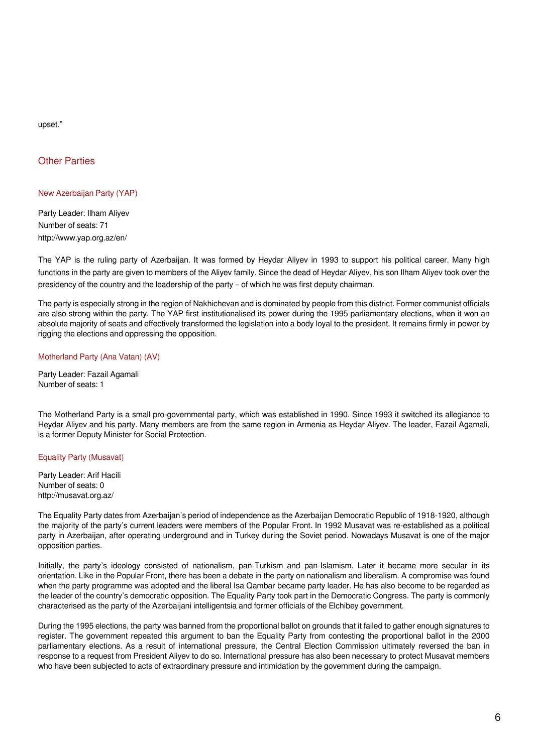upset."

## Other Parties

### New Azerbaijan Party (YAP)

Party Leader: Ilham Aliyev
Number of seats: 71
http://www.yap.org.az/en/

The YAP is the ruling party of Azerbaijan. It was formed by Heydar Aliyev in 1993 to support his political career. Many high functions in the party are given to members of the Aliyev family. Since the dead of Heydar Aliyev, his son Ilham Aliyev took over the presidency of the country and the leadership of the party – of which he was first deputy chairman.

The party is especially strong in the region of Nakhichevan and is dominated by people from this district. Former communist officials are also strong within the party. The YAP first institutionalised its power during the 1995 parliamentary elections, when it won an absolute majority of seats and effectively transformed the legislation into a body loyal to the president. It remains firmly in power by rigging the elections and oppressing the opposition.

### Motherland Party (Ana Vatan) (AV)

Party Leader: Fazail Agamali
Number of seats: 1

The Motherland Party is a small pro-governmental party, which was established in 1990. Since 1993 it switched its allegiance to Heydar Aliyev and his party. Many members are from the same region in Armenia as Heydar Aliyev. The leader, Fazail Agamali, is a former Deputy Minister for Social Protection.

### Equality Party (Musavat)

Party Leader: Arif Hacili
Number of seats: 0
http://musavat.org.az/

The Equality Party dates from Azerbaijan's period of independence as the Azerbaijan Democratic Republic of 1918-1920, although the majority of the party's current leaders were members of the Popular Front. In 1992 Musavat was re-established as a political party in Azerbaijan, after operating underground and in Turkey during the Soviet period. Nowadays Musavat is one of the major opposition parties.

Initially, the party's ideology consisted of nationalism, pan-Turkism and pan-Islamism. Later it became more secular in its orientation. Like in the Popular Front, there has been a debate in the party on nationalism and liberalism. A compromise was found when the party programme was adopted and the liberal Isa Qambar became party leader. He has also become to be regarded as the leader of the country's democratic opposition. The Equality Party took part in the Democratic Congress. The party is commonly characterised as the party of the Azerbaijani intelligentsia and former officials of the Elchibey government.

During the 1995 elections, the party was banned from the proportional ballot on grounds that it failed to gather enough signatures to register. The government repeated this argument to ban the Equality Party from contesting the proportional ballot in the 2000 parliamentary elections. As a result of international pressure, the Central Election Commission ultimately reversed the ban in response to a request from President Aliyev to do so. International pressure has also been necessary to protect Musavat members who have been subjected to acts of extraordinary pressure and intimidation by the government during the campaign.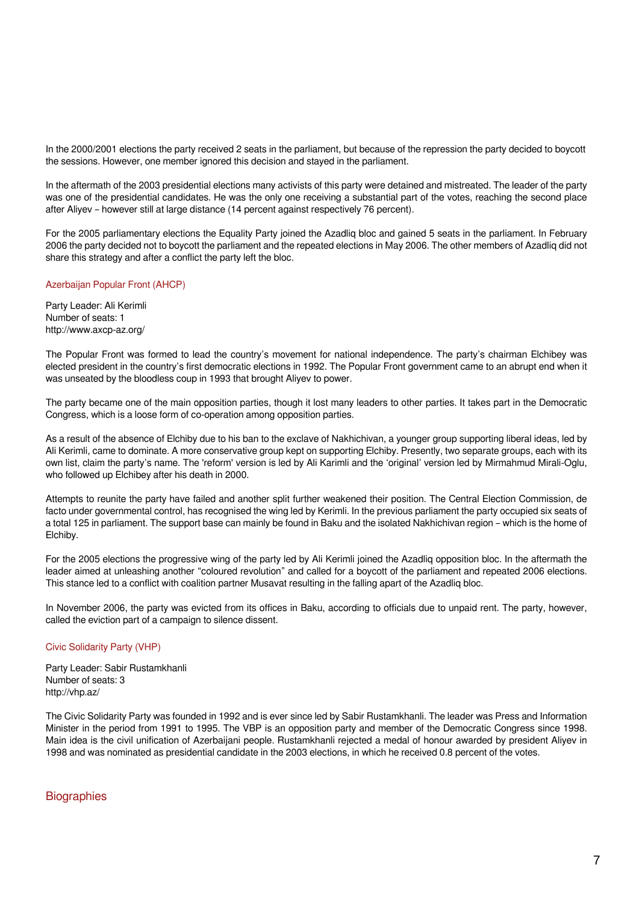In the 2000/2001 elections the party received 2 seats in the parliament, but because of the repression the party decided to boycott the sessions. However, one member ignored this decision and stayed in the parliament.

In the aftermath of the 2003 presidential elections many activists of this party were detained and mistreated. The leader of the party was one of the presidential candidates. He was the only one receiving a substantial part of the votes, reaching the second place after Aliyev – however still at large distance (14 percent against respectively 76 percent).

For the 2005 parliamentary elections the Equality Party joined the Azadliq bloc and gained 5 seats in the parliament. In February 2006 the party decided not to boycott the parliament and the repeated elections in May 2006. The other members of Azadliq did not share this strategy and after a conflict the party left the bloc.

### Azerbaijan Popular Front (AHCP)

Party Leader: Ali Kerimli
Number of seats: 1
http://www.axcp-az.org/

The Popular Front was formed to lead the country's movement for national independence. The party's chairman Elchibey was elected president in the country's first democratic elections in 1992. The Popular Front government came to an abrupt end when it was unseated by the bloodless coup in 1993 that brought Aliyev to power.

The party became one of the main opposition parties, though it lost many leaders to other parties. It takes part in the Democratic Congress, which is a loose form of co-operation among opposition parties.

As a result of the absence of Elchiby due to his ban to the exclave of Nakhichivan, a younger group supporting liberal ideas, led by Ali Kerimli, came to dominate. A more conservative group kept on supporting Elchiby. Presently, two separate groups, each with its own list, claim the party's name. The 'reform' version is led by Ali Karimli and the 'original' version led by Mirmahmud Mirali-Oglu, who followed up Elchibey after his death in 2000.

Attempts to reunite the party have failed and another split further weakened their position. The Central Election Commission, de facto under governmental control, has recognised the wing led by Kerimli. In the previous parliament the party occupied six seats of a total 125 in parliament. The support base can mainly be found in Baku and the isolated Nakhichivan region – which is the home of Elchiby.

For the 2005 elections the progressive wing of the party led by Ali Kerimli joined the Azadliq opposition bloc. In the aftermath the leader aimed at unleashing another "coloured revolution" and called for a boycott of the parliament and repeated 2006 elections. This stance led to a conflict with coalition partner Musavat resulting in the falling apart of the Azadliq bloc.

In November 2006, the party was evicted from its offices in Baku, according to officials due to unpaid rent. The party, however, called the eviction part of a campaign to silence dissent.

### Civic Solidarity Party (VHP)

Party Leader: Sabir Rustamkhanli
Number of seats: 3
http://vhp.az/

The Civic Solidarity Party was founded in 1992 and is ever since led by Sabir Rustamkhanli. The leader was Press and Information Minister in the period from 1991 to 1995. The VBP is an opposition party and member of the Democratic Congress since 1998. Main idea is the civil unification of Azerbaijani people. Rustamkhanli rejected a medal of honour awarded by president Aliyev in 1998 and was nominated as presidential candidate in the 2003 elections, in which he received 0.8 percent of the votes.

## Biographies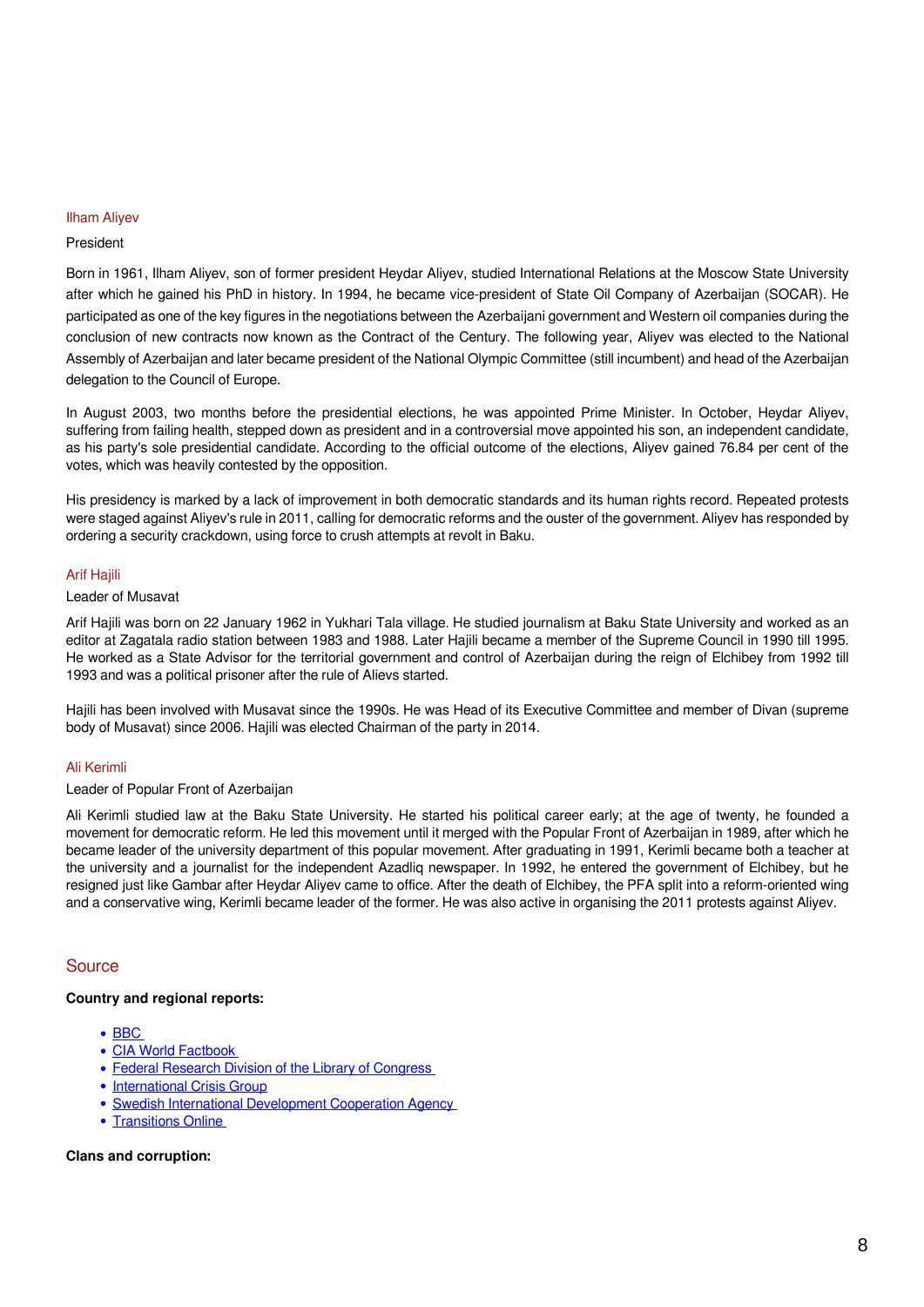### Ilham Aliyev

President

Born in 1961, Ilham Aliyev, son of former president Heydar Aliyev, studied International Relations at the Moscow State University after which he gained his PhD in history. In 1994, he became vice-president of State Oil Company of Azerbaijan (SOCAR). He participated as one of the key figures in the negotiations between the Azerbaijani government and Western oil companies during the conclusion of new contracts now known as the Contract of the Century. The following year, Aliyev was elected to the National Assembly of Azerbaijan and later became president of the National Olympic Committee (still incumbent) and head of the Azerbaijan delegation to the Council of Europe.

In August 2003, two months before the presidential elections, he was appointed Prime Minister. In October, Heydar Aliyev, suffering from failing health, stepped down as president and in a controversial move appointed his son, an independent candidate, as his party's sole presidential candidate. According to the official outcome of the elections, Aliyev gained 76.84 per cent of the votes, which was heavily contested by the opposition.

His presidency is marked by a lack of improvement in both democratic standards and its human rights record. Repeated protests were staged against Aliyev's rule in 2011, calling for democratic reforms and the ouster of the government. Aliyev has responded by ordering a security crackdown, using force to crush attempts at revolt in Baku.

### Arif Hajili

Leader of Musavat

Arif Hajili was born on 22 January 1962 in Yukhari Tala village. He studied journalism at Baku State University and worked as an editor at Zagatala radio station between 1983 and 1988. Later Hajili became a member of the Supreme Council in 1990 till 1995. He worked as a State Advisor for the territorial government and control of Azerbaijan during the reign of Elchibey from 1992 till 1993 and was a political prisoner after the rule of Alievs started.

Hajili has been involved with Musavat since the 1990s. He was Head of its Executive Committee and member of Divan (supreme body of Musavat) since 2006. Hajili was elected Chairman of the party in 2014.

### Ali Kerimli

Leader of Popular Front of Azerbaijan

Ali Kerimli studied law at the Baku State University. He started his political career early; at the age of twenty, he founded a movement for democratic reform. He led this movement until it merged with the Popular Front of Azerbaijan in 1989, after which he became leader of the university department of this popular movement. After graduating in 1991, Kerimli became both a teacher at the university and a journalist for the independent Azadliq newspaper. In 1992, he entered the government of Elchibey, but he resigned just like Gambar after Heydar Aliyev came to office. After the death of Elchibey, the PFA split into a reform-oriented wing and a conservative wing, Kerimli became leader of the former. He was also active in organising the 2011 protests against Aliyev.

## Source

**Country and regional reports:**

- BBC
- CIA World Factbook
- Federal Research Division of the Library of Congress
- International Crisis Group
- Swedish International Development Cooperation Agency
- Transitions Online

**Clans and corruption:**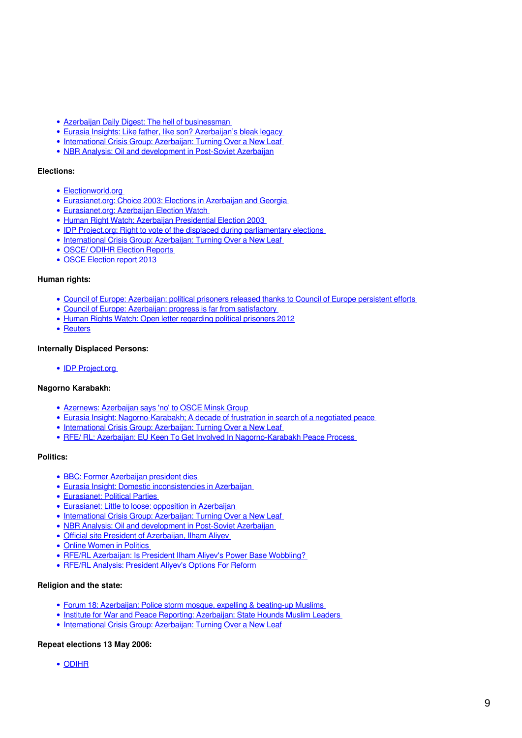- Azerbaijan Daily Digest: The hell of businessman
- Eurasia Insights: Like father, like son? Azerbaijan's bleak legacy
- International Crisis Group: Azerbaijan: Turning Over a New Leaf
- NBR Analysis: Oil and development in Post-Soviet Azerbaijan

**Elections:**

- Electionworld.org
- Eurasianet.org: Choice 2003: Elections in Azerbaijan and Georgia
- Eurasianet.org: Azerbaijan Election Watch
- Human Right Watch: Azerbaijan Presidential Election 2003
- IDP Project.org: Right to vote of the displaced during parliamentary elections
- International Crisis Group: Azerbaijan: Turning Over a New Leaf
- OSCE/ ODIHR Election Reports
- OSCE Election report 2013

**Human rights:**

- Council of Europe: Azerbaijan: political prisoners released thanks to Council of Europe persistent efforts
- Council of Europe: Azerbaijan: progress is far from satisfactory
- Human Rights Watch: Open letter regarding political prisoners 2012
- Reuters

**Internally Displaced Persons:**

- IDP Project.org

**Nagorno Karabakh:**

- Azernews: Azerbaijan says 'no' to OSCE Minsk Group
- Eurasia Insight: Nagorno-Karabakh; A decade of frustration in search of a negotiated peace
- International Crisis Group: Azerbaijan: Turning Over a New Leaf
- RFE/ RL: Azerbaijan: EU Keen To Get Involved In Nagorno-Karabakh Peace Process

**Politics:**

- BBC: Former Azerbaijan president dies
- Eurasia Insight: Domestic inconsistencies in Azerbaijan
- Eurasianet: Political Parties
- Eurasianet: Little to loose: opposition in Azerbaijan
- International Crisis Group: Azerbaijan: Turning Over a New Leaf
- NBR Analysis: Oil and development in Post-Soviet Azerbaijan
- Official site President of Azerbaijan, Ilham Aliyev
- Online Women in Politics
- RFE/RL Azerbaijan: Is President Ilham Aliyev's Power Base Wobbling?
- RFE/RL Analysis: President Aliyev's Options For Reform

**Religion and the state:**

- Forum 18: Azerbaijan: Police storm mosque, expelling & beating-up Muslims
- Institute for War and Peace Reporting: Azerbaijan: State Hounds Muslim Leaders
- International Crisis Group: Azerbaijan: Turning Over a New Leaf

**Repeat elections 13 May 2006:**

- ODIHR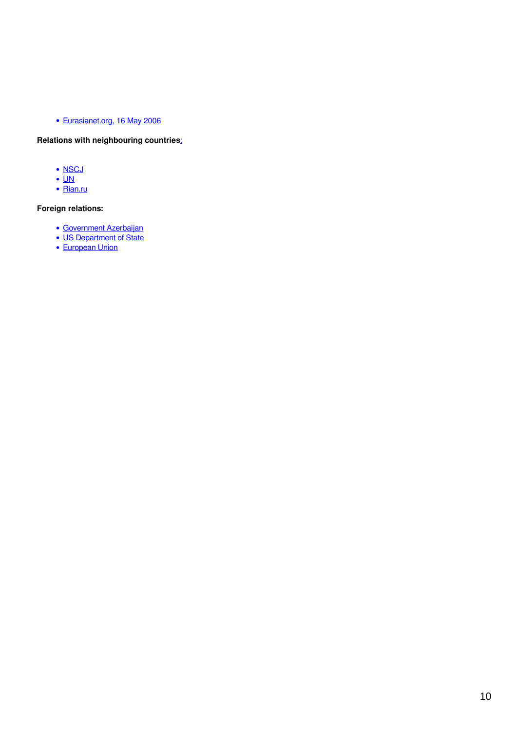- Eurasianet.org, 16 May 2006

**Relations with neighbouring countries**:

- NSCJ
- UN
- Rian.ru

**Foreign relations:**

- Government Azerbaijan
- US Department of State
- European Union